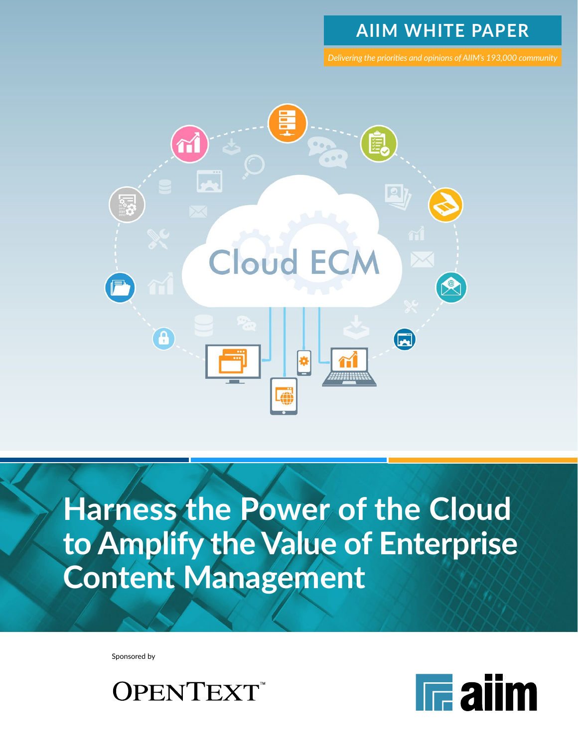AIIM WHITE PAPER

*Delivering the priorities and opinions of AIIM's 193,000 community*

Cloud ECM

# Harness the Power of the Cloud to Amplify the Value of Enterprise Content Management

Sponsored by

OPENTEXT™

aiim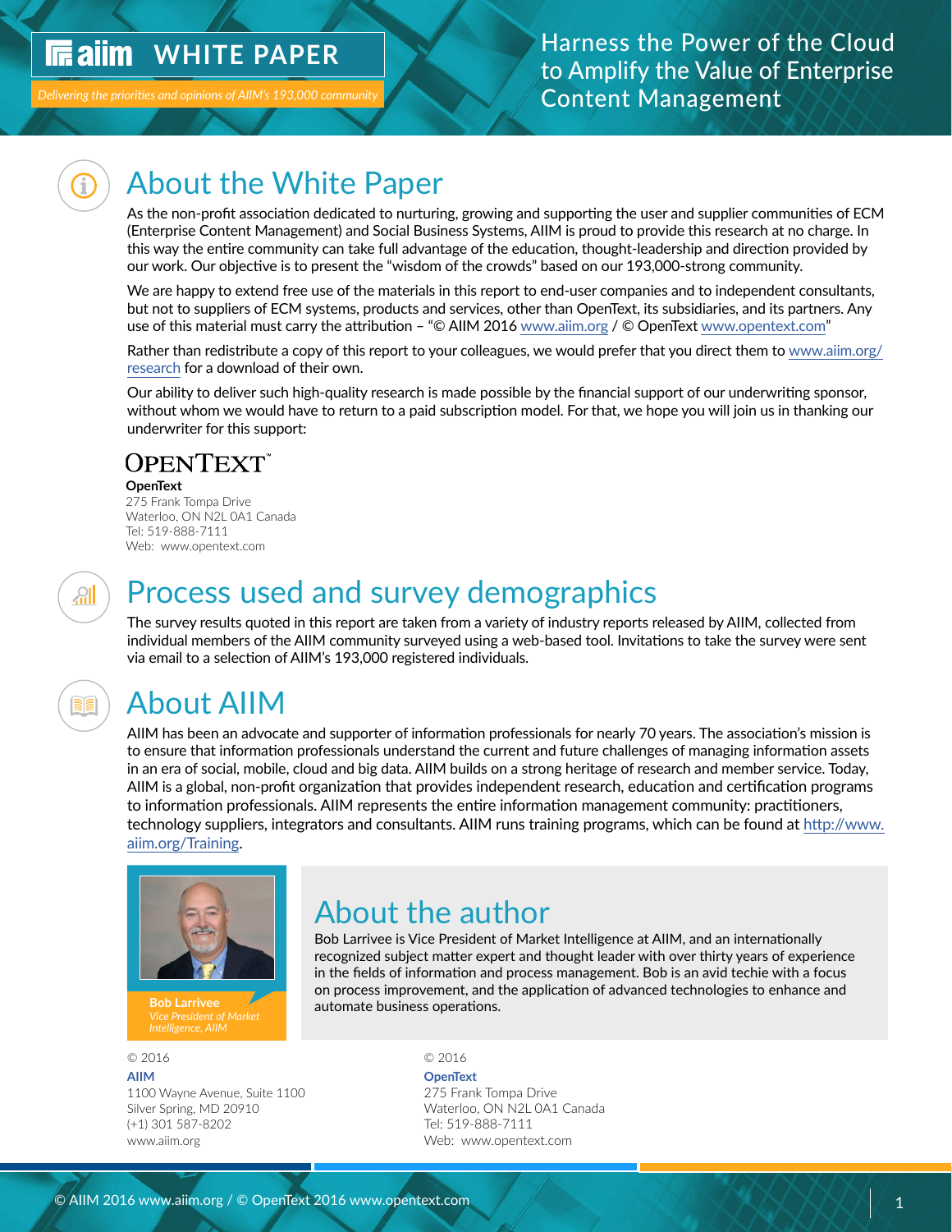# About the White Paper

As the non-profit association dedicated to nurturing, growing and supporting the user and supplier communities of ECM (Enterprise Content Management) and Social Business Systems, AIIM is proud to provide this research at no charge. In this way the entire community can take full advantage of the education, thought-leadership and direction provided by our work. Our objective is to present the "wisdom of the crowds" based on our 193,000-strong community.

We are happy to extend free use of the materials in this report to end-user companies and to independent consultants, but not to suppliers of ECM systems, products and services, other than OpenText, its subsidiaries, and its partners. Any use of this material must carry the attribution – "© AIIM 2016 www.aiim.org / © OpenText www.opentext.com"

Rather than redistribute a copy of this report to your colleagues, we would prefer that you direct them to www.aiim.org/research for a download of their own.

Our ability to deliver such high-quality research is made possible by the financial support of our underwriting sponsor, without whom we would have to return to a paid subscription model. For that, we hope you will join us in thanking our underwriter for this support:

OPENTEXT™

**OpenText**
275 Frank Tompa Drive
Waterloo, ON N2L 0A1 Canada
Tel: 519-888-7111
Web: www.opentext.com

# Process used and survey demographics

The survey results quoted in this report are taken from a variety of industry reports released by AIIM, collected from individual members of the AIIM community surveyed using a web-based tool. Invitations to take the survey were sent via email to a selection of AIIM's 193,000 registered individuals.

# About AIIM

AIIM has been an advocate and supporter of information professionals for nearly 70 years. The association's mission is to ensure that information professionals understand the current and future challenges of managing information assets in an era of social, mobile, cloud and big data. AIIM builds on a strong heritage of research and member service. Today, AIIM is a global, non-profit organization that provides independent research, education and certification programs to information professionals. AIIM represents the entire information management community: practitioners, technology suppliers, integrators and consultants. AIIM runs training programs, which can be found at http://www.aiim.org/Training.

**Bob Larrivee**
*Vice President of Market Intelligence, AIIM*

# About the author

Bob Larrivee is Vice President of Market Intelligence at AIIM, and an internationally recognized subject matter expert and thought leader with over thirty years of experience in the fields of information and process management. Bob is an avid techie with a focus on process improvement, and the application of advanced technologies to enhance and automate business operations.

© 2016
**AIIM**
1100 Wayne Avenue, Suite 1100
Silver Spring, MD 20910
(+1) 301 587-8202
www.aiim.org

© 2016
**OpenText**
275 Frank Tompa Drive
Waterloo, ON N2L 0A1 Canada
Tel: 519-888-7111
Web: www.opentext.com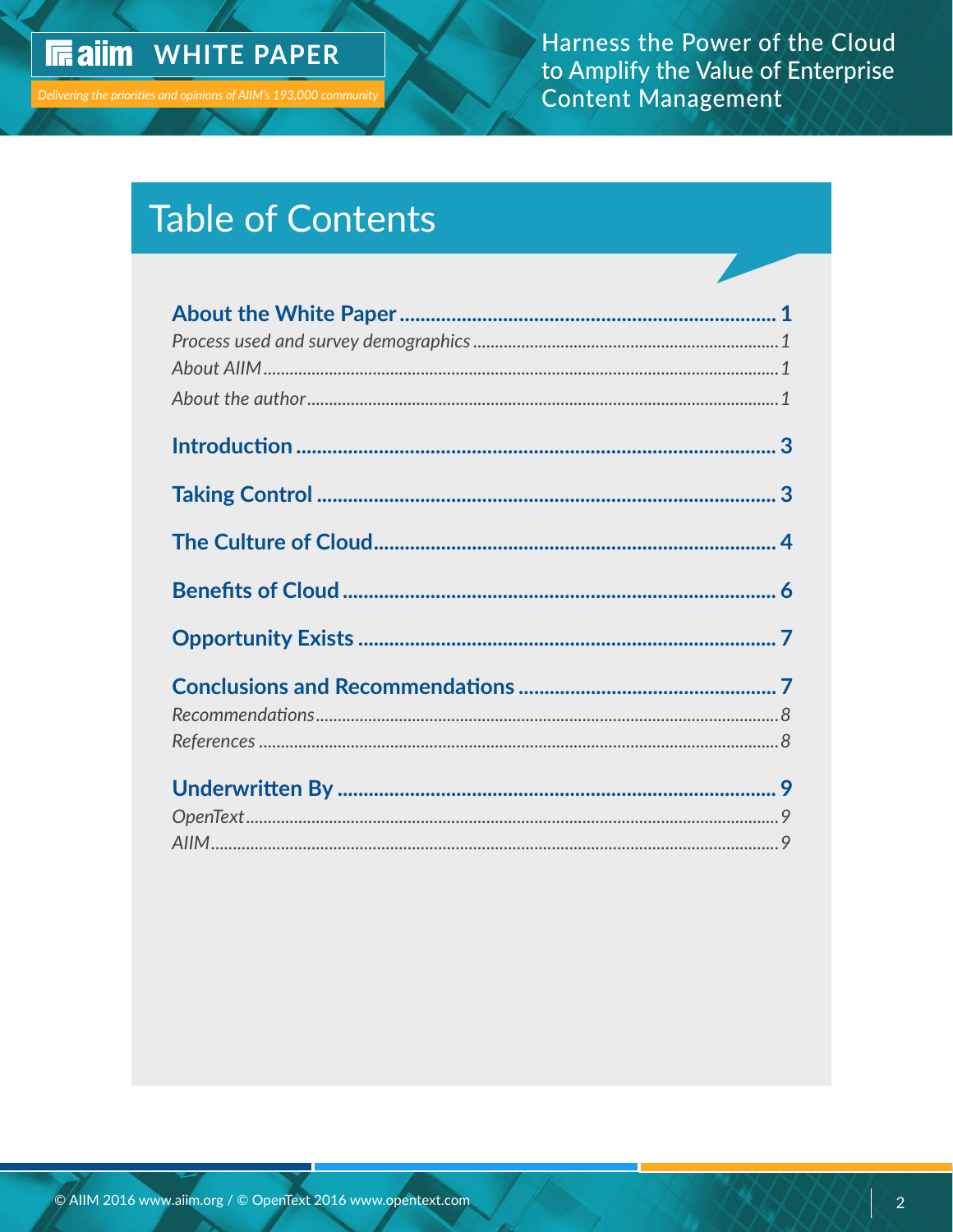# Table of Contents

**About the White Paper** ........ **1**

*Process used and survey demographics* ........ *1*

*About AIIM* ........ *1*

*About the author* ........ *1*

**Introduction** ........ **3**

**Taking Control** ........ **3**

**The Culture of Cloud** ........ **4**

**Benefits of Cloud** ........ **6**

**Opportunity Exists** ........ **7**

**Conclusions and Recommendations** ........ **7**

*Recommendations* ........ *8*

*References* ........ *8*

**Underwritten By** ........ **9**

*OpenText* ........ *9*

*AIIM* ........ *9*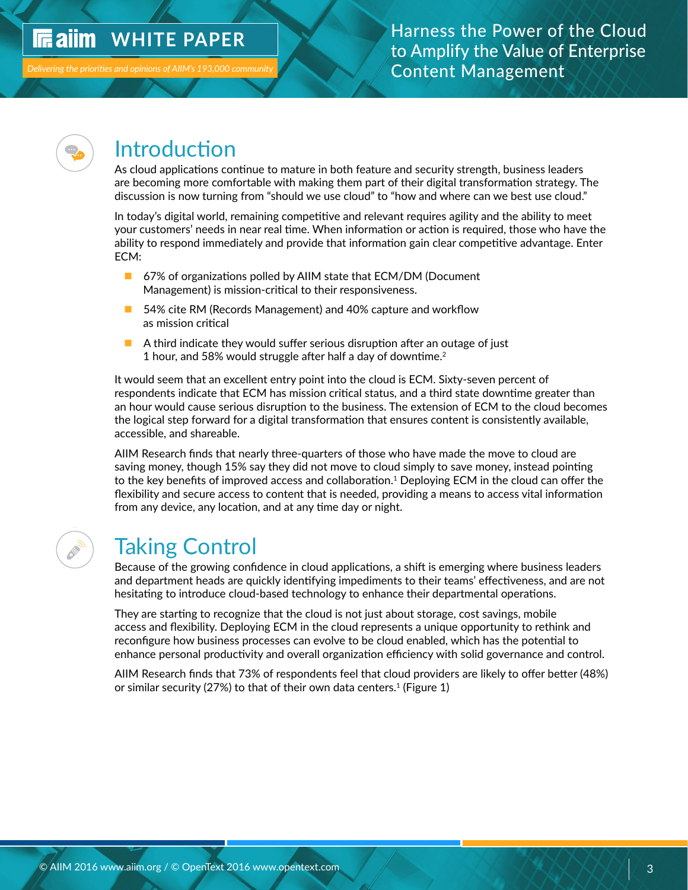## Introduction

As cloud applications continue to mature in both feature and security strength, business leaders are becoming more comfortable with making them part of their digital transformation strategy. The discussion is now turning from "should we use cloud" to "how and where can we best use cloud."

In today's digital world, remaining competitive and relevant requires agility and the ability to meet your customers' needs in near real time. When information or action is required, those who have the ability to respond immediately and provide that information gain clear competitive advantage. Enter ECM:

- 67% of organizations polled by AIIM state that ECM/DM (Document Management) is mission-critical to their responsiveness.
- 54% cite RM (Records Management) and 40% capture and workflow as mission critical
- A third indicate they would suffer serious disruption after an outage of just 1 hour, and 58% would struggle after half a day of downtime.[2]

It would seem that an excellent entry point into the cloud is ECM. Sixty-seven percent of respondents indicate that ECM has mission critical status, and a third state downtime greater than an hour would cause serious disruption to the business. The extension of ECM to the cloud becomes the logical step forward for a digital transformation that ensures content is consistently available, accessible, and shareable.

AIIM Research finds that nearly three-quarters of those who have made the move to cloud are saving money, though 15% say they did not move to cloud simply to save money, instead pointing to the key benefits of improved access and collaboration.[1] Deploying ECM in the cloud can offer the flexibility and secure access to content that is needed, providing a means to access vital information from any device, any location, and at any time day or night.

## Taking Control

Because of the growing confidence in cloud applications, a shift is emerging where business leaders and department heads are quickly identifying impediments to their teams' effectiveness, and are not hesitating to introduce cloud-based technology to enhance their departmental operations.

They are starting to recognize that the cloud is not just about storage, cost savings, mobile access and flexibility. Deploying ECM in the cloud represents a unique opportunity to rethink and reconfigure how business processes can evolve to be cloud enabled, which has the potential to enhance personal productivity and overall organization efficiency with solid governance and control.

AIIM Research finds that 73% of respondents feel that cloud providers are likely to offer better (48%) or similar security (27%) to that of their own data centers.[1] (Figure 1)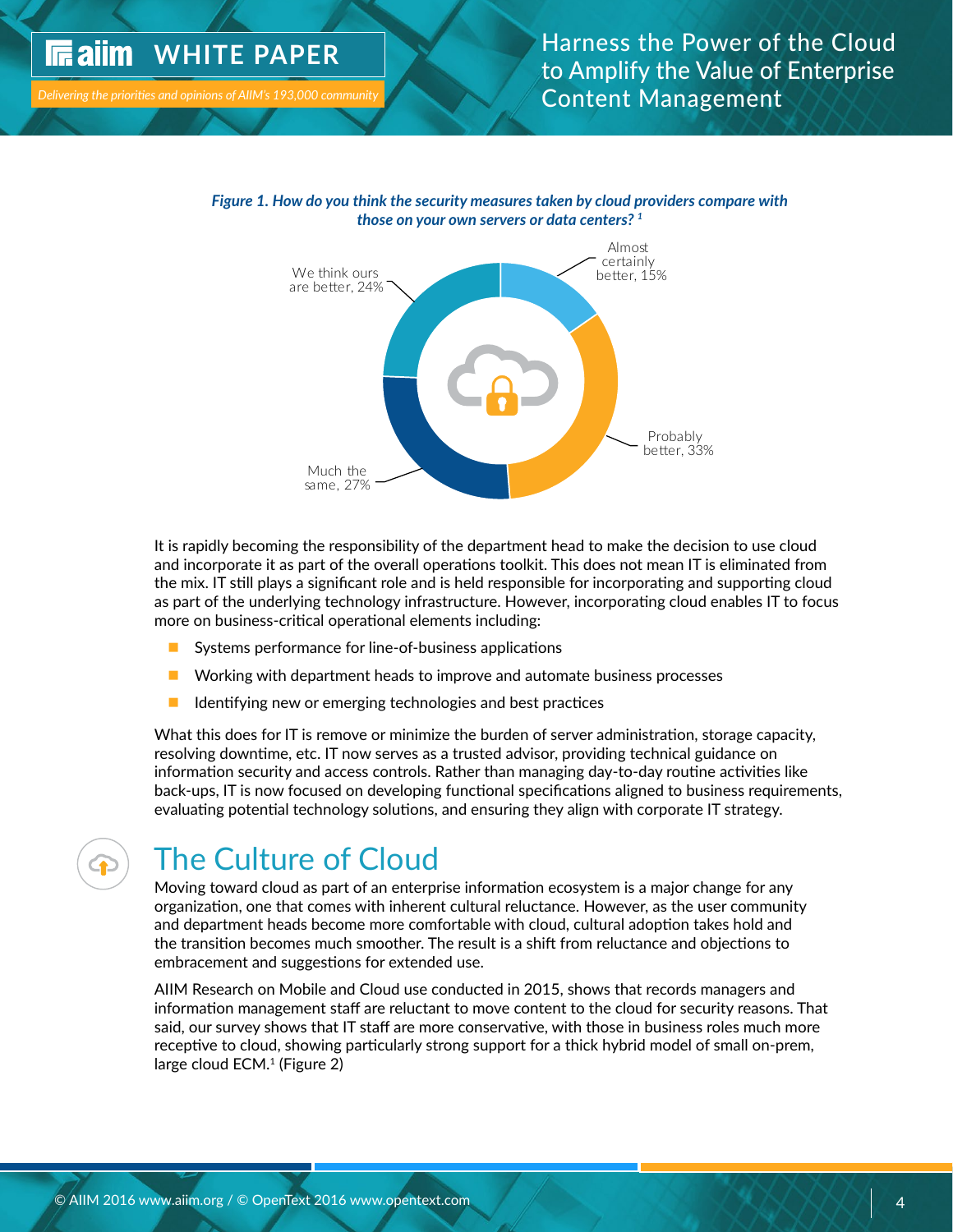*Figure 1. How do you think the security measures taken by cloud providers compare with those on your own servers or data centers?* [1]

| Response | % |
| --- | --- |
| Almost certainly better | 15% |
| Probably better | 33% |
| Much the same | 27% |
| We think ours are better | 24% |

It is rapidly becoming the responsibility of the department head to make the decision to use cloud and incorporate it as part of the overall operations toolkit. This does not mean IT is eliminated from the mix. IT still plays a significant role and is held responsible for incorporating and supporting cloud as part of the underlying technology infrastructure. However, incorporating cloud enables IT to focus more on business-critical operational elements including:

- Systems performance for line-of-business applications
- Working with department heads to improve and automate business processes
- Identifying new or emerging technologies and best practices

What this does for IT is remove or minimize the burden of server administration, storage capacity, resolving downtime, etc. IT now serves as a trusted advisor, providing technical guidance on information security and access controls. Rather than managing day-to-day routine activities like back-ups, IT is now focused on developing functional specifications aligned to business requirements, evaluating potential technology solutions, and ensuring they align with corporate IT strategy.

## The Culture of Cloud

Moving toward cloud as part of an enterprise information ecosystem is a major change for any organization, one that comes with inherent cultural reluctance. However, as the user community and department heads become more comfortable with cloud, cultural adoption takes hold and the transition becomes much smoother. The result is a shift from reluctance and objections to embracement and suggestions for extended use.

AIIM Research on Mobile and Cloud use conducted in 2015, shows that records managers and information management staff are reluctant to move content to the cloud for security reasons. That said, our survey shows that IT staff are more conservative, with those in business roles much more receptive to cloud, showing particularly strong support for a thick hybrid model of small on-prem, large cloud ECM.[1] (Figure 2)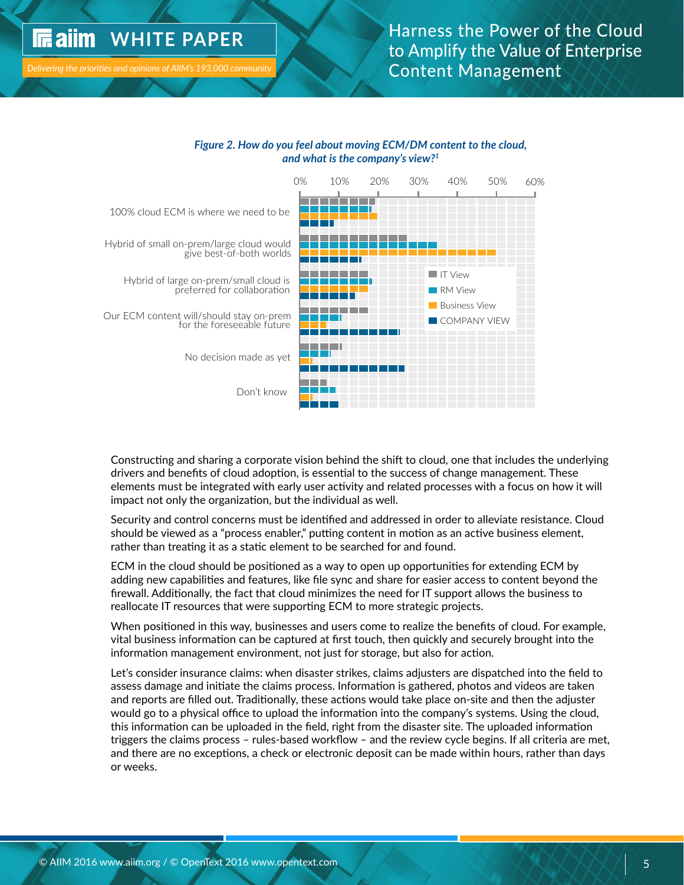*Figure 2. How do you feel about moving ECM/DM content to the cloud, and what is the company's view?[1]*

Constructing and sharing a corporate vision behind the shift to cloud, one that includes the underlying drivers and benefits of cloud adoption, is essential to the success of change management. These elements must be integrated with early user activity and related processes with a focus on how it will impact not only the organization, but the individual as well.

Security and control concerns must be identified and addressed in order to alleviate resistance. Cloud should be viewed as a "process enabler," putting content in motion as an active business element, rather than treating it as a static element to be searched for and found.

ECM in the cloud should be positioned as a way to open up opportunities for extending ECM by adding new capabilities and features, like file sync and share for easier access to content beyond the firewall. Additionally, the fact that cloud minimizes the need for IT support allows the business to reallocate IT resources that were supporting ECM to more strategic projects.

When positioned in this way, businesses and users come to realize the benefits of cloud. For example, vital business information can be captured at first touch, then quickly and securely brought into the information management environment, not just for storage, but also for action.

Let's consider insurance claims: when disaster strikes, claims adjusters are dispatched into the field to assess damage and initiate the claims process. Information is gathered, photos and videos are taken and reports are filled out. Traditionally, these actions would take place on-site and then the adjuster would go to a physical office to upload the information into the company's systems. Using the cloud, this information can be uploaded in the field, right from the disaster site. The uploaded information triggers the claims process – rules-based workflow – and the review cycle begins. If all criteria are met, and there are no exceptions, a check or electronic deposit can be made within hours, rather than days or weeks.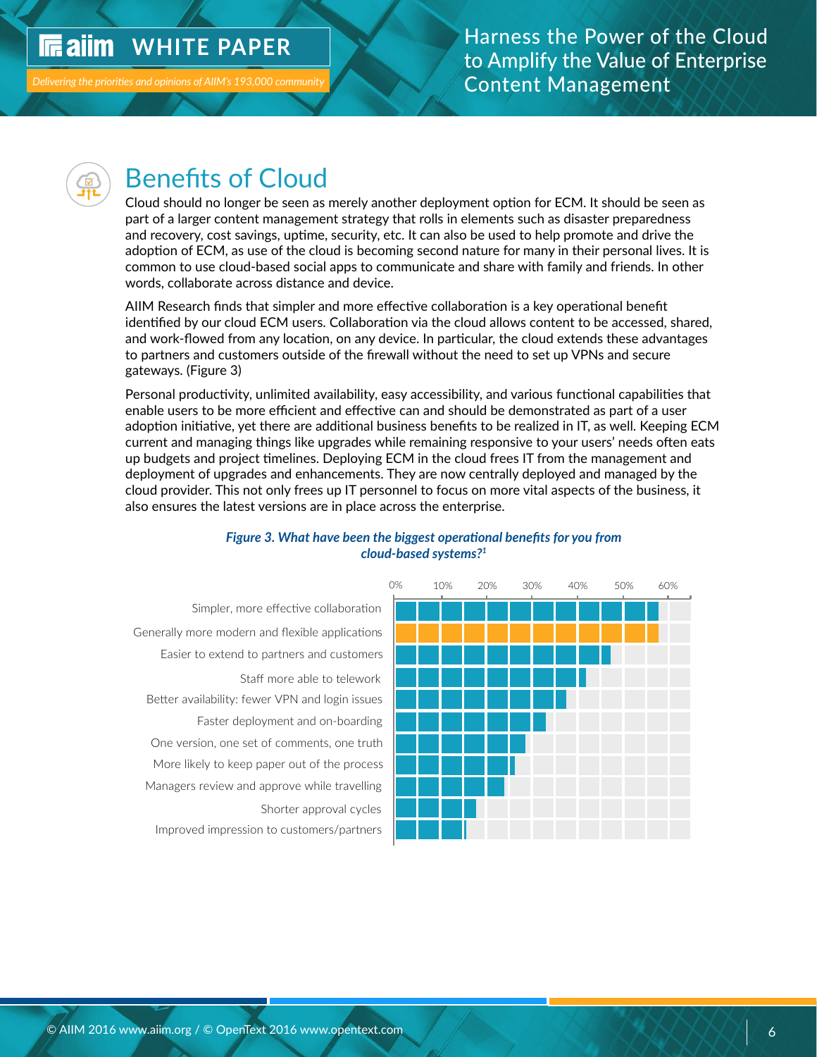## Benefits of Cloud

Cloud should no longer be seen as merely another deployment option for ECM. It should be seen as part of a larger content management strategy that rolls in elements such as disaster preparedness and recovery, cost savings, uptime, security, etc. It can also be used to help promote and drive the adoption of ECM, as use of the cloud is becoming second nature for many in their personal lives. It is common to use cloud-based social apps to communicate and share with family and friends. In other words, collaborate across distance and device.

AIIM Research finds that simpler and more effective collaboration is a key operational benefit identified by our cloud ECM users. Collaboration via the cloud allows content to be accessed, shared, and work-flowed from any location, on any device. In particular, the cloud extends these advantages to partners and customers outside of the firewall without the need to set up VPNs and secure gateways. (Figure 3)

Personal productivity, unlimited availability, easy accessibility, and various functional capabilities that enable users to be more efficient and effective can and should be demonstrated as part of a user adoption initiative, yet there are additional business benefits to be realized in IT, as well. Keeping ECM current and managing things like upgrades while remaining responsive to your users' needs often eats up budgets and project timelines. Deploying ECM in the cloud frees IT from the management and deployment of upgrades and enhancements. They are now centrally deployed and managed by the cloud provider. This not only frees up IT personnel to focus on more vital aspects of the business, it also ensures the latest versions are in place across the enterprise.

***Figure 3. What have been the biggest operational benefits for you from cloud-based systems?[1]***

| Benefit | Approx. % |
|---|---|
| Simpler, more effective collaboration | ~58% |
| Generally more modern and flexible applications | ~58% |
| Easier to extend to partners and customers | ~48% |
| Staff more able to telework | ~42% |
| Better availability: fewer VPN and login issues | ~38% |
| Faster deployment and on-boarding | ~33% |
| One version, one set of comments, one truth | ~28% |
| More likely to keep paper out of the process | ~26% |
| Managers review and approve while travelling | ~24% |
| Shorter approval cycles | ~18% |
| Improved impression to customers/partners | ~15% |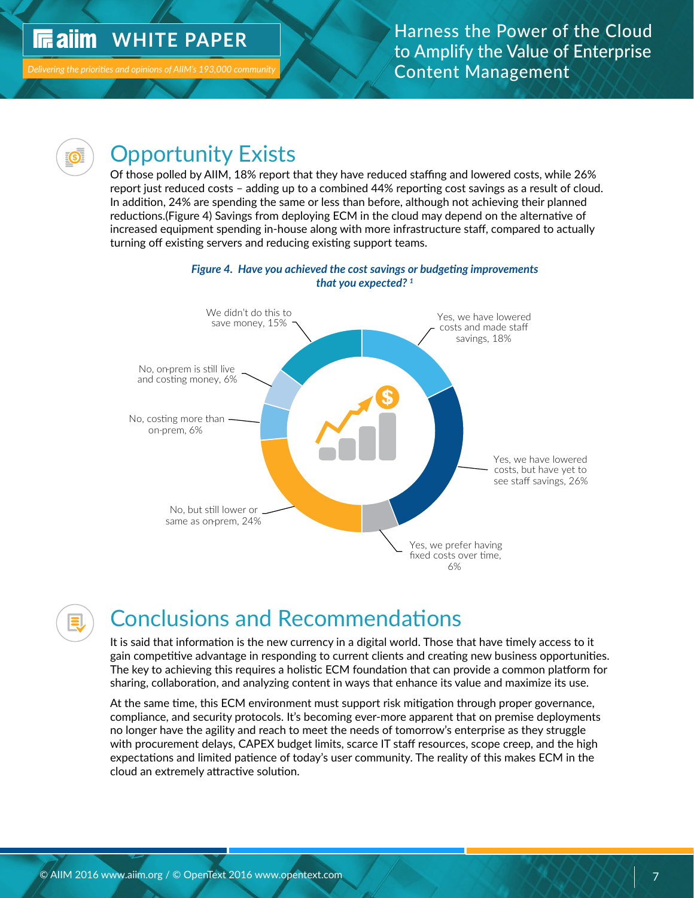## Opportunity Exists

Of those polled by AIIM, 18% report that they have reduced staffing and lowered costs, while 26% report just reduced costs – adding up to a combined 44% reporting cost savings as a result of cloud. In addition, 24% are spending the same or less than before, although not achieving their planned reductions.(Figure 4) Savings from deploying ECM in the cloud may depend on the alternative of increased equipment spending in-house along with more infrastructure staff, compared to actually turning off existing servers and reducing existing support teams.

***Figure 4. Have you achieved the cost savings or budgeting improvements that you expected?*** [1]

| Response | % |
|---|---|
| Yes, we have lowered costs and made staff savings | 18% |
| Yes, we have lowered costs, but have yet to see staff savings | 26% |
| Yes, we prefer having fixed costs over time | 6% |
| No, but still lower or same as on-prem | 24% |
| No, costing more than on-prem | 6% |
| No, on-prem is still live and costing money | 6% |
| We didn't do this to save money | 15% |

## Conclusions and Recommendations

It is said that information is the new currency in a digital world. Those that have timely access to it gain competitive advantage in responding to current clients and creating new business opportunities. The key to achieving this requires a holistic ECM foundation that can provide a common platform for sharing, collaboration, and analyzing content in ways that enhance its value and maximize its use.

At the same time, this ECM environment must support risk mitigation through proper governance, compliance, and security protocols. It's becoming ever-more apparent that on premise deployments no longer have the agility and reach to meet the needs of tomorrow's enterprise as they struggle with procurement delays, CAPEX budget limits, scarce IT staff resources, scope creep, and the high expectations and limited patience of today's user community. The reality of this makes ECM in the cloud an extremely attractive solution.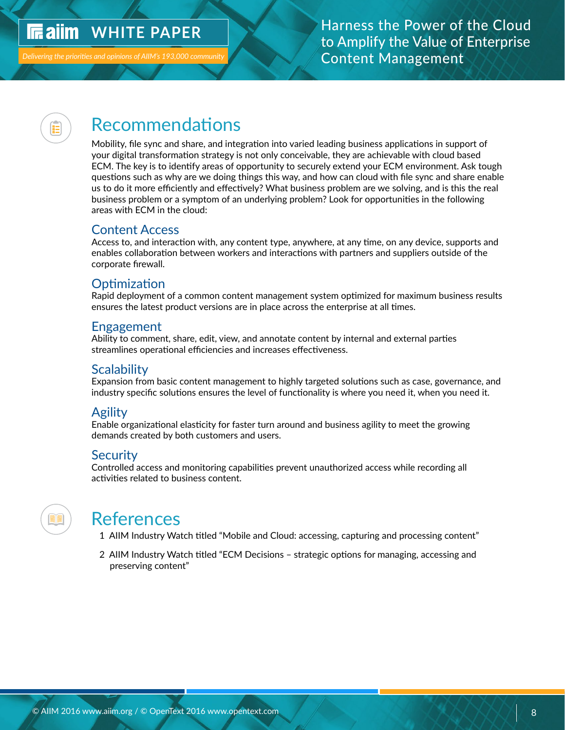# Recommendations

Mobility, file sync and share, and integration into varied leading business applications in support of your digital transformation strategy is not only conceivable, they are achievable with cloud based ECM. The key is to identify areas of opportunity to securely extend your ECM environment. Ask tough questions such as why are we doing things this way, and how can cloud with file sync and share enable us to do it more efficiently and effectively? What business problem are we solving, and is this the real business problem or a symptom of an underlying problem? Look for opportunities in the following areas with ECM in the cloud:

## Content Access

Access to, and interaction with, any content type, anywhere, at any time, on any device, supports and enables collaboration between workers and interactions with partners and suppliers outside of the corporate firewall.

## Optimization

Rapid deployment of a common content management system optimized for maximum business results ensures the latest product versions are in place across the enterprise at all times.

## Engagement

Ability to comment, share, edit, view, and annotate content by internal and external parties streamlines operational efficiencies and increases effectiveness.

## Scalability

Expansion from basic content management to highly targeted solutions such as case, governance, and industry specific solutions ensures the level of functionality is where you need it, when you need it.

## Agility

Enable organizational elasticity for faster turn around and business agility to meet the growing demands created by both customers and users.

## Security

Controlled access and monitoring capabilities prevent unauthorized access while recording all activities related to business content.

# References

1. AIIM Industry Watch titled "Mobile and Cloud: accessing, capturing and processing content"
2. AIIM Industry Watch titled "ECM Decisions – strategic options for managing, accessing and preserving content"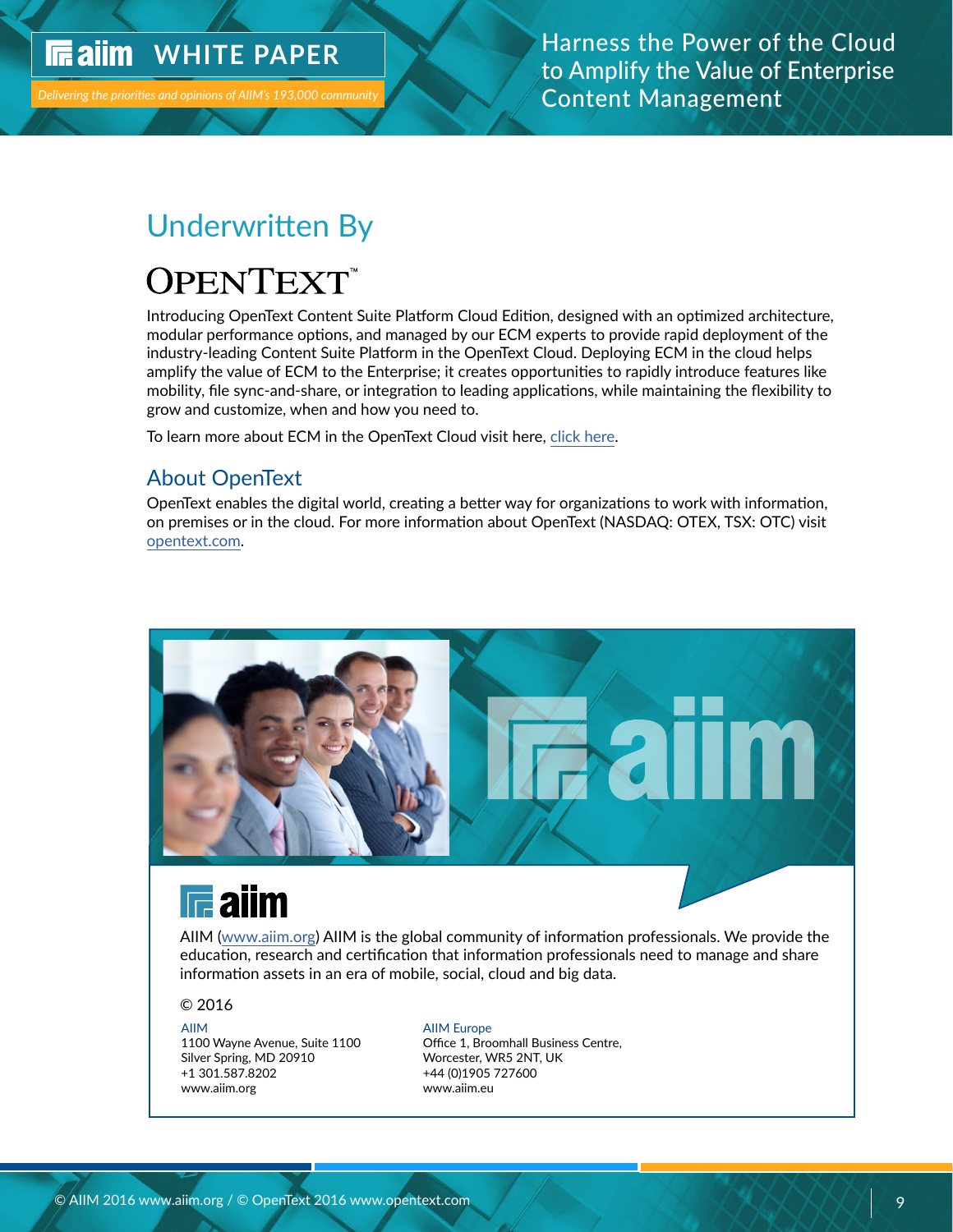## Underwritten By

# OpenText

Introducing OpenText Content Suite Platform Cloud Edition, designed with an optimized architecture, modular performance options, and managed by our ECM experts to provide rapid deployment of the industry-leading Content Suite Platform in the OpenText Cloud. Deploying ECM in the cloud helps amplify the value of ECM to the Enterprise; it creates opportunities to rapidly introduce features like mobility, file sync-and-share, or integration to leading applications, while maintaining the flexibility to grow and customize, when and how you need to.

To learn more about ECM in the OpenText Cloud visit here, click here.

### About OpenText

OpenText enables the digital world, creating a better way for organizations to work with information, on premises or in the cloud. For more information about OpenText (NASDAQ: OTEX, TSX: OTC) visit opentext.com.

AIIM (www.aiim.org) AIIM is the global community of information professionals. We provide the education, research and certification that information professionals need to manage and share information assets in an era of mobile, social, cloud and big data.

© 2016

AIIM
1100 Wayne Avenue, Suite 1100
Silver Spring, MD 20910
+1 301.587.8202
www.aiim.org

AIIM Europe
Office 1, Broomhall Business Centre,
Worcester, WR5 2NT, UK
+44 (0)1905 727600
www.aiim.eu